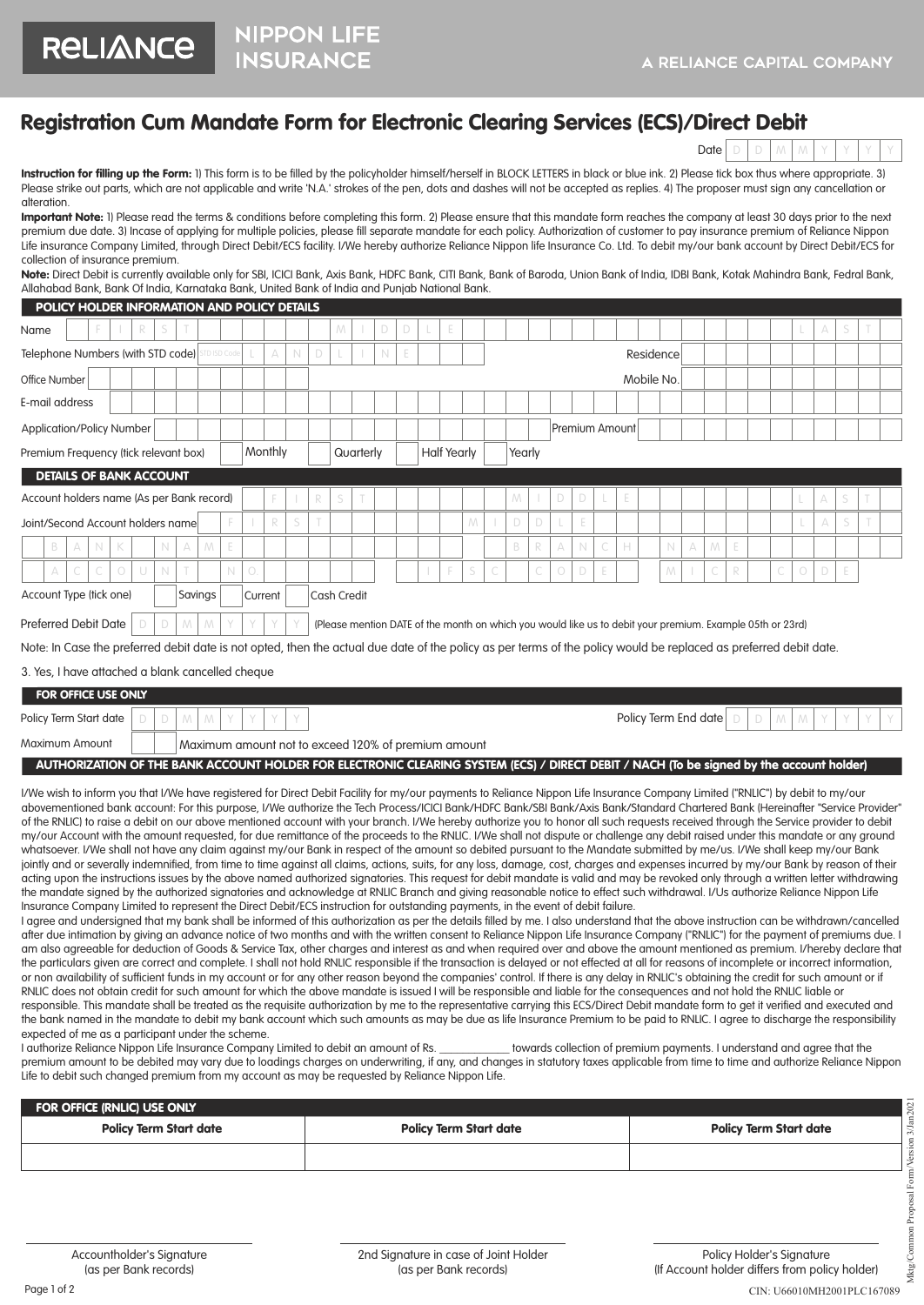RELIANCE NIPPON LIFE INSURANCE

A RELIANCE CAPITAL COMPANY

# Registration Cum Mandate Form for Electronic Clearing Services (ECS)/Direct Debit

Date D D M M Y Y Y Y

**Instruction for filling up the Form:** 1) This form is to be filled by the policyholder himself/herself in BLOCK LETTERS in black or blue ink. 2) Please tick box thus where appropriate. 3) Please strike out parts, which are not applicable and write 'N.A.' strokes of the pen, dots and dashes will not be accepted as replies. 4) The proposer must sign any cancellation or alteration.

**Important Note:** 1) Please read the terms & conditions before completing this form. 2) Please ensure that this mandate form reaches the company at least 30 days prior to the next premium due date. 3) Incase of applying for multiple policies, please fill separate mandate for each policy. Authorization of customer to pay insurance premium of Reliance Nippon Life insurance Company Limited, through Direct Debit/ECS facility. I/We hereby authorize Reliance Nippon life Insurance Co. Ltd. To debit my/our bank account by Direct Debit/ECS for collection of insurance premium.

**Note:** Direct Debit is currently available only for SBI, ICICI Bank, Axis Bank, HDFC Bank, CITI Bank, Bank of Baroda, Union Bank of India, IDBI Bank, Kotak Mahindra Bank, Fedral Bank, Allahabad Bank, Bank Of India, Karnataka Bank, United Bank of India and Punjab National Bank.

## POLICY HOLDER INFORMATION AND POLICY DETAILS

Name: FIRST MIDDLE LAST

Telephone Numbers (with STD code): STD ISD Code LANDLINE Residence

Office Number Mobile No.

E-mail address

Application/Policy Number Premium Amount

Premium Frequency (tick relevant box) ☐ Monthly ☐ Quarterly ☐ Half Yearly ☐ Yearly

## DETAILS OF BANK ACCOUNT

Account holders name (As per Bank record): FIRST MIDDLE LAST

Joint/Second Account holders name: FIRST MIDDLE LAST

BANK NAME BRANCH NAME

ACCOUNT NO IFSC CODE MICR CODE

Account Type (tick one) ☐ Savings ☐ Current ☐ Cash Credit

Preferred Debit Date D D M M Y Y Y Y (Please mention DATE of the month on which you would like us to debit your premium. Example 05th or 23rd)

Note: In Case the preferred debit date is not opted, then the actual due date of the policy as per terms of the policy would be replaced as preferred debit date.

3. Yes, I have attached a blank cancelled cheque

## FOR OFFICE USE ONLY

Policy Term Start date D D M M Y Y Y Y Policy Term End date D D M M Y Y Y Y

Maximum Amount Maximum amount not to exceed 120% of premium amount

## AUTHORIZATION OF THE BANK ACCOUNT HOLDER FOR ELECTRONIC CLEARING SYSTEM (ECS) / DIRECT DEBIT / NACH (To be signed by the account holder)

I/We wish to inform you that I/We have registered for Direct Debit Facility for my/our payments to Reliance Nippon Life Insurance Company Limited ("RNLIC") by debit to my/our abovementioned bank account: For this purpose, I/We authorize the Tech Process/ICICI Bank/HDFC Bank/SBI Bank/Axis Bank/Standard Chartered Bank (Hereinafter "Service Provider" of the RNLIC) to raise a debit on our above mentioned account with your branch. I/We hereby authorize you to honor all such requests received through the Service provider to debit my/our Account with the amount requested, for due remittance of the proceeds to the RNLIC. I/We shall not dispute or challenge any debit raised under this mandate or any ground whatsoever. I/We shall not have any claim against my/our Bank in respect of the amount so debited pursuant to the Mandate submitted by me/us. I/We shall keep my/our Bank jointly and or severally indemnified, from time to time against all claims, actions, suits, for any loss, damage, cost, charges and expenses incurred by my/our Bank by reason of their acting upon the instructions issues by the above named authorized signatories. This request for debit mandate is valid and may be revoked only through a written letter withdrawing the mandate signed by the authorized signatories and acknowledge at RNLIC Branch and giving reasonable notice to effect such withdrawal. I/Us authorize Reliance Nippon Life Insurance Company Limited to represent the Direct Debit/ECS instruction for outstanding payments, in the event of debit failure.

I agree and undersigned that my bank shall be informed of this authorization as per the details filled by me. I also understand that the above instruction can be withdrawn/cancelled after due intimation by giving an advance notice of two months and with the written consent to Reliance Nippon Life Insurance Company ("RNLIC") for the payment of premiums due. I am also agreeable for deduction of Goods & Service Tax, other charges and interest as and when required over and above the amount mentioned as premium. I/hereby declare that the particulars given are correct and complete. I shall not hold RNLIC responsible if the transaction is delayed or not effected at all for reasons of incomplete or incorrect information, or non availability of sufficient funds in my account or for any other reason beyond the companies' control. If there is any delay in RNLIC's obtaining the credit for such amount or if RNLIC does not obtain credit for such amount for which the above mandate is issued I will be responsible and liable for the consequences and not hold the RNLIC liable or responsible. This mandate shall be treated as the requisite authorization by me to the representative carrying this ECS/Direct Debit mandate form to get it verified and executed and the bank named in the mandate to debit my bank account which such amounts as may be due as life Insurance Premium to be paid to RNLIC. I agree to discharge the responsibility expected of me as a participant under the scheme.

I authorize Reliance Nippon Life Insurance Company Limited to debit an amount of Rs. ____________ towards collection of premium payments. I understand and agree that the premium amount to be debited may vary due to loadings charges on underwriting, if any, and changes in statutory taxes applicable from time to time and authorize Reliance Nippon Life to debit such changed premium from my account as may be requested by Reliance Nippon Life.

## FOR OFFICE (RNLIC) USE ONLY

| Policy Term Start date | Policy Term Start date | Policy Term Start date |
|---|---|---|
| | | |

Accountholder's Signature (as per Bank records)

2nd Signature in case of Joint Holder (as per Bank records)

Policy Holder's Signature (If Account holder differs from policy holder)

Mktg/Common Proposal Form/Version 3/Jan2021

CIN: U66010MH2001PLC167089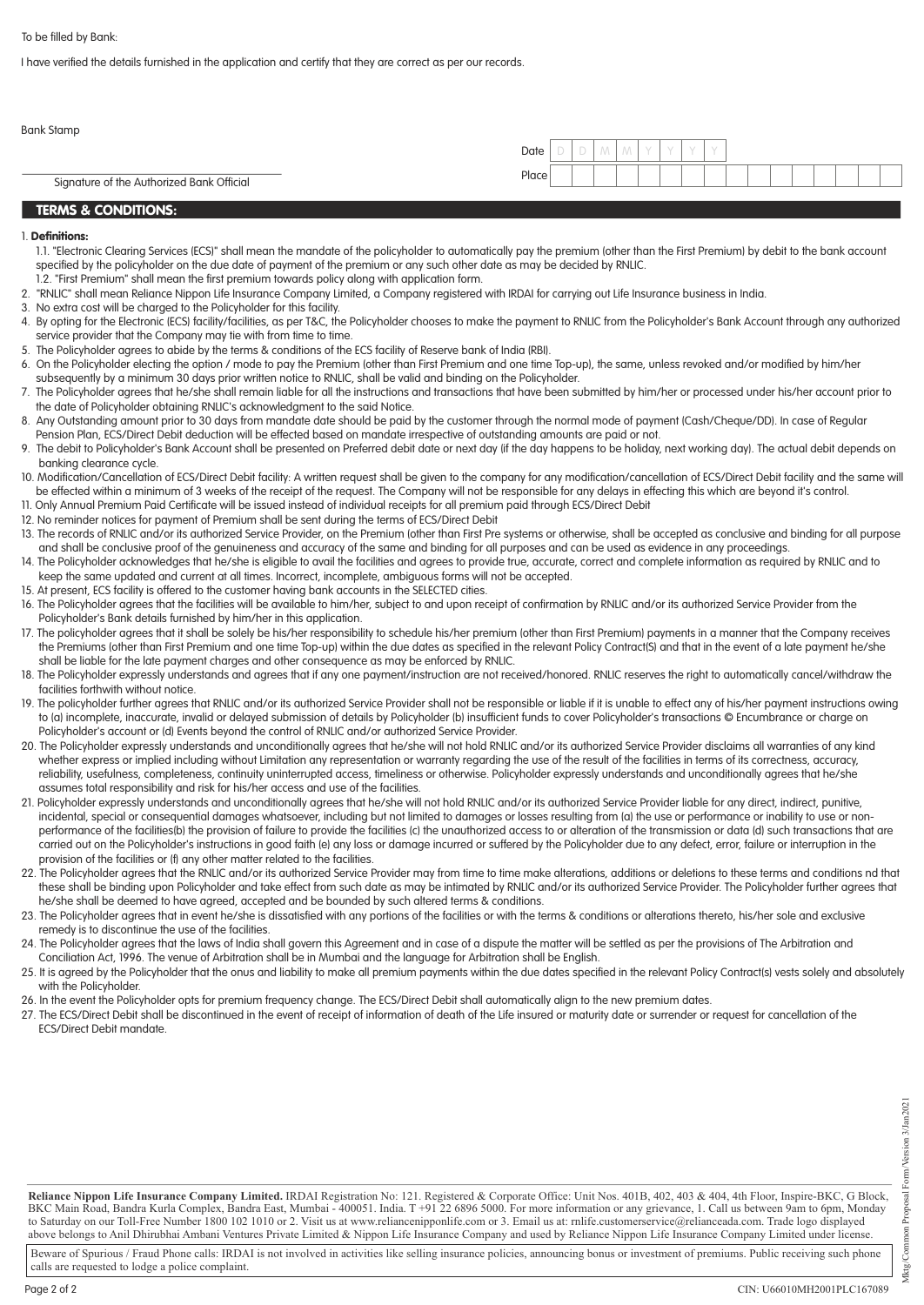To be filled by Bank:

I have verified the details furnished in the application and certify that they are correct as per our records.

Bank Stamp

Signature of the Authorized Bank Official

Date D D M M Y Y Y Y

Place

## TERMS & CONDITIONS:

1. **Definitions:**
   1.1. "Electronic Clearing Services (ECS)" shall mean the mandate of the policyholder to automatically pay the premium (other than the First Premium) by debit to the bank account specified by the policyholder on the due date of payment of the premium or any such other date as may be decided by RNLIC.
   1.2. "First Premium" shall mean the first premium towards policy along with application form.
2. "RNLIC" shall mean Reliance Nippon Life Insurance Company Limited, a Company registered with IRDAI for carrying out Life Insurance business in India.
3. No extra cost will be charged to the Policyholder for this facility.
4. By opting for the Electronic (ECS) facility/facilities, as per T&C, the Policyholder chooses to make the payment to RNLIC from the Policyholder's Bank Account through any authorized service provider that the Company may tie with from time to time.
5. The Policyholder agrees to abide by the terms & conditions of the ECS facility of Reserve bank of India (RBI).
6. On the Policyholder electing the option / mode to pay the Premium (other than First Premium and one time Top-up), the same, unless revoked and/or modified by him/her subsequently by a minimum 30 days prior written notice to RNLIC, shall be valid and binding on the Policyholder.
7. The Policyholder agrees that he/she shall remain liable for all the instructions and transactions that have been submitted by him/her or processed under his/her account prior to the date of Policyholder obtaining RNLIC's acknowledgment to the said Notice.
8. Any Outstanding amount prior to 30 days from mandate date should be paid by the customer through the normal mode of payment (Cash/Cheque/DD). In case of Regular Pension Plan, ECS/Direct Debit deduction will be effected based on mandate irrespective of outstanding amounts are paid or not.
9. The debit to Policyholder's Bank Account shall be presented on Preferred debit date or next day (if the day happens to be holiday, next working day). The actual debit depends on banking clearance cycle.
10. Modification/Cancellation of ECS/Direct Debit facility: A written request shall be given to the company for any modification/cancellation of ECS/Direct Debit facility and the same will be effected within a minimum of 3 weeks of the receipt of the request. The Company will not be responsible for any delays in effecting this which are beyond it's control.
11. Only Annual Premium Paid Certificate will be issued instead of individual receipts for all premium paid through ECS/Direct Debit
12. No reminder notices for payment of Premium shall be sent during the terms of ECS/Direct Debit
13. The records of RNLIC and/or its authorized Service Provider, on the Premium (other than First Pre systems or otherwise, shall be accepted as conclusive and binding for all purpose and shall be conclusive proof of the genuineness and accuracy of the same and binding for all purposes and can be used as evidence in any proceedings.
14. The Policyholder acknowledges that he/she is eligible to avail the facilities and agrees to provide true, accurate, correct and complete information as required by RNLIC and to keep the same updated and current at all times. Incorrect, incomplete, ambiguous forms will not be accepted.
15. At present, ECS facility is offered to the customer having bank accounts in the SELECTED cities.
16. The Policyholder agrees that the facilities will be available to him/her, subject to and upon receipt of confirmation by RNLIC and/or its authorized Service Provider from the Policyholder's Bank details furnished by him/her in this application.
17. The policyholder agrees that it shall be solely be his/her responsibility to schedule his/her premium (other than First Premium) payments in a manner that the Company receives the Premiums (other than First Premium and one time Top-up) within the due dates as specified in the relevant Policy Contract(S) and that in the event of a late payment he/she shall be liable for the late payment charges and other consequence as may be enforced by RNLIC.
18. The Policyholder expressly understands and agrees that if any one payment/instruction are not received/honored. RNLIC reserves the right to automatically cancel/withdraw the facilities forthwith without notice.
19. The policyholder further agrees that RNLIC and/or its authorized Service Provider shall not be responsible or liable if it is unable to effect any of his/her payment instructions owing to (a) incomplete, inaccurate, invalid or delayed submission of details by Policyholder (b) insufficient funds to cover Policyholder's transactions © Encumbrance or charge on Policyholder's account or (d) Events beyond the control of RNLIC and/or authorized Service Provider.
20. The Policyholder expressly understands and unconditionally agrees that he/she will not hold RNLIC and/or its authorized Service Provider disclaims all warranties of any kind whether express or implied including without Limitation any representation or warranty regarding the use of the result of the facilities in terms of its correctness, accuracy, reliability, usefulness, completeness, continuity uninterrupted access, timeliness or otherwise. Policyholder expressly understands and unconditionally agrees that he/she assumes total responsibility and risk for his/her access and use of the facilities.
21. Policyholder expressly understands and unconditionally agrees that he/she will not hold RNLIC and/or its authorized Service Provider liable for any direct, indirect, punitive, incidental, special or consequential damages whatsoever, including but not limited to damages or losses resulting from (a) the use or performance or inability to use or non-performance of the facilities(b) the provision of failure to provide the facilities (c) the unauthorized access to or alteration of the transmission or data (d) such transactions that are carried out on the Policyholder's instructions in good faith (e) any loss or damage incurred or suffered by the Policyholder due to any defect, error, failure or interruption in the provision of the facilities or (f) any other matter related to the facilities.
22. The Policyholder agrees that the RNLIC and/or its authorized Service Provider may from time to time make alterations, additions or deletions to these terms and conditions nd that these shall be binding upon Policyholder and take effect from such date as may be intimated by RNLIC and/or its authorized Service Provider. The Policyholder further agrees that he/she shall be deemed to have agreed, accepted and be bounded by such altered terms & conditions.
23. The Policyholder agrees that in event he/she is dissatisfied with any portions of the facilities or with the terms & conditions or alterations thereto, his/her sole and exclusive remedy is to discontinue the use of the facilities.
24. The Policyholder agrees that the laws of India shall govern this Agreement and in case of a dispute the matter will be settled as per the provisions of The Arbitration and Conciliation Act, 1996. The venue of Arbitration shall be in Mumbai and the language for Arbitration shall be English.
25. It is agreed by the Policyholder that the onus and liability to make all premium payments within the due dates specified in the relevant Policy Contract(s) vests solely and absolutely with the Policyholder.
26. In the event the Policyholder opts for premium frequency change. The ECS/Direct Debit shall automatically align to the new premium dates.
27. The ECS/Direct Debit shall be discontinued in the event of receipt of information of death of the Life insured or maturity date or surrender or request for cancellation of the ECS/Direct Debit mandate.

Mktg Common Proposal Form/Version 3/Jan2021

**Reliance Nippon Life Insurance Company Limited.** IRDAI Registration No: 121. Registered & Corporate Office: Unit Nos. 401B, 402, 403 & 404, 4th Floor, Inspire-BKC, G Block, BKC Main Road, Bandra Kurla Complex, Bandra East, Mumbai - 400051. India. T +91 22 6896 5000. For more information or any grievance, 1. Call us between 9am to 6pm, Monday to Saturday on our Toll-Free Number 1800 102 1010 or 2. Visit us at www.reliancenipponlife.com or 3. Email us at: rnlife.customerservice@relianceada.com. Trade logo displayed above belongs to Anil Dhirubhai Ambani Ventures Private Limited & Nippon Life Insurance Company and used by Reliance Nippon Life Insurance Company Limited under license.

Beware of Spurious / Fraud Phone calls: IRDAI is not involved in activities like selling insurance policies, announcing bonus or investment of premiums. Public receiving such phone calls are requested to lodge a police complaint.

CIN: U66010MH2001PLC167089